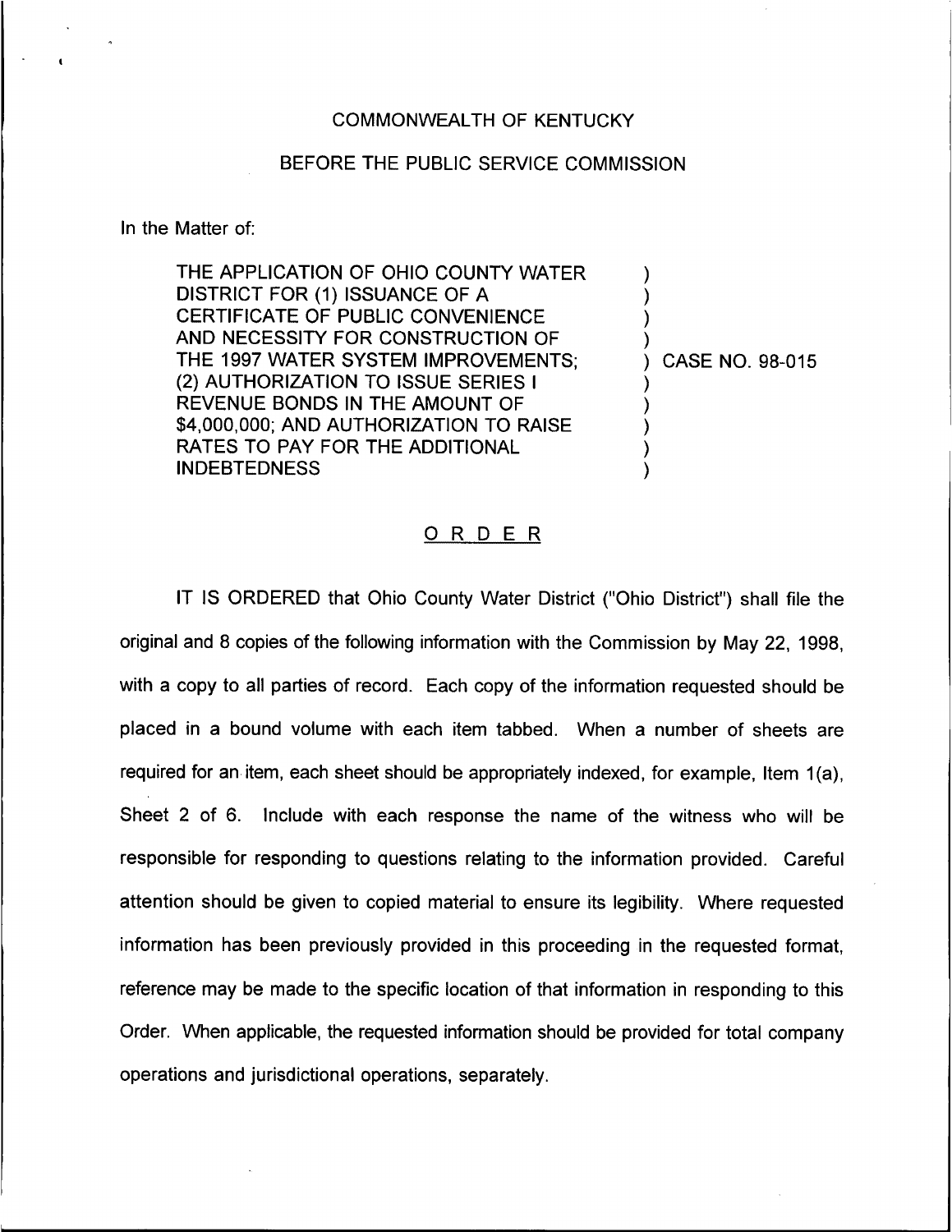COMMONWEALTH OF KENTUCKY

BEFORE THE PUBLIC SERVICE COMMISSION

In the Matter of:

| | |
|---|---|
| THE APPLICATION OF OHIO COUNTY WATER DISTRICT FOR (1) ISSUANCE OF A CERTIFICATE OF PUBLIC CONVENIENCE AND NECESSITY FOR CONSTRUCTION OF THE 1997 WATER SYSTEM IMPROVEMENTS; (2) AUTHORIZATION TO ISSUE SERIES I REVENUE BONDS IN THE AMOUNT OF $4,000,000; AND AUTHORIZATION TO RAISE RATES TO PAY FOR THE ADDITIONAL INDEBTEDNESS | ) CASE NO. 98-015 |

## ORDER

IT IS ORDERED that Ohio County Water District ("Ohio District") shall file the original and 8 copies of the following information with the Commission by May 22, 1998, with a copy to all parties of record. Each copy of the information requested should be placed in a bound volume with each item tabbed. When a number of sheets are required for an item, each sheet should be appropriately indexed, for example, Item 1(a), Sheet 2 of 6. Include with each response the name of the witness who will be responsible for responding to questions relating to the information provided. Careful attention should be given to copied material to ensure its legibility. Where requested information has been previously provided in this proceeding in the requested format, reference may be made to the specific location of that information in responding to this Order. When applicable, the requested information should be provided for total company operations and jurisdictional operations, separately.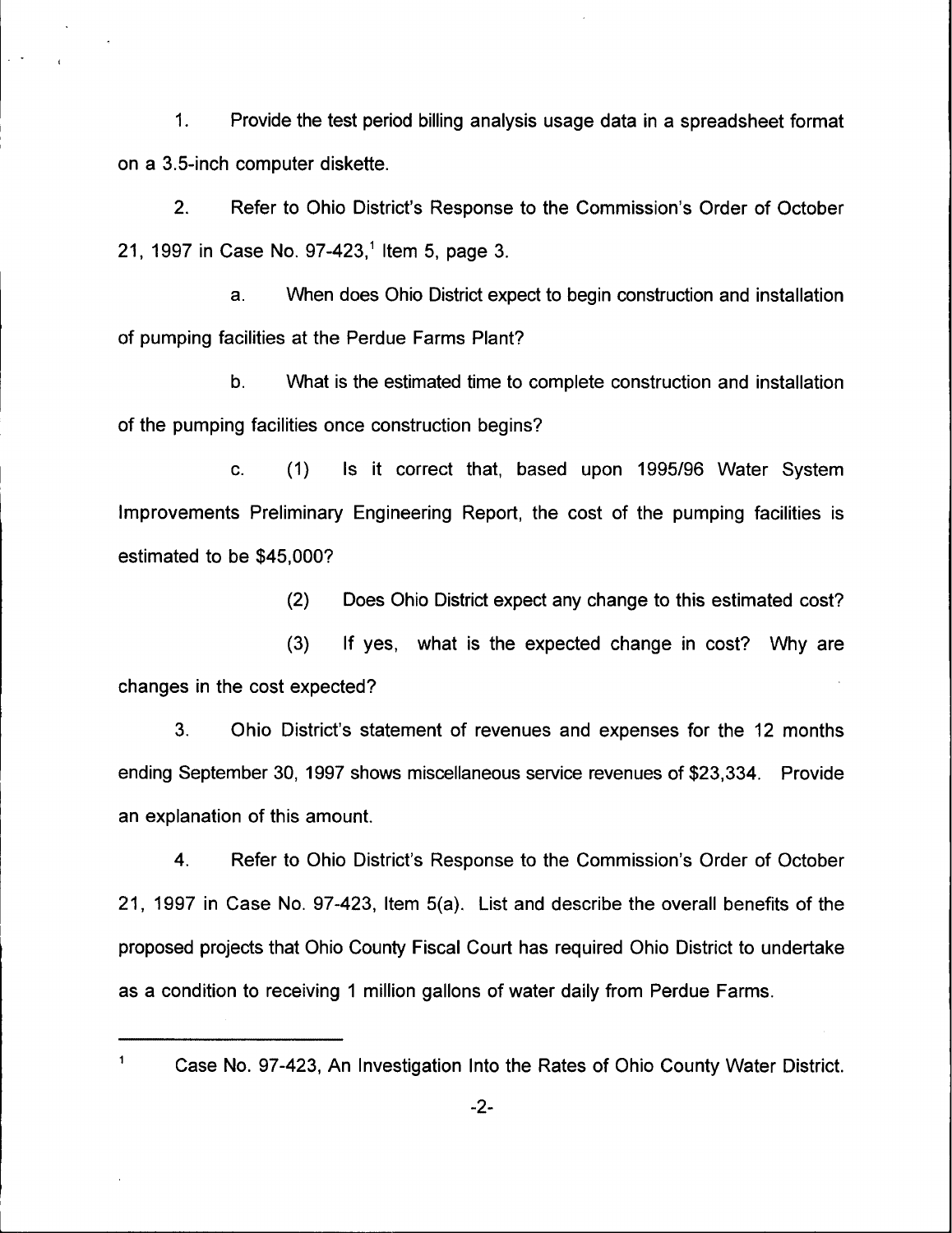1. Provide the test period billing analysis usage data in a spreadsheet format on a 3.5-inch computer diskette.

2. Refer to Ohio District's Response to the Commission's Order of October 21, 1997 in Case No. 97-423,[1] Item 5, page 3.

   a. When does Ohio District expect to begin construction and installation of pumping facilities at the Perdue Farms Plant?

   b. What is the estimated time to complete construction and installation of the pumping facilities once construction begins?

   c. (1) Is it correct that, based upon 1995/96 Water System Improvements Preliminary Engineering Report, the cost of the pumping facilities is estimated to be $45,000?

   (2) Does Ohio District expect any change to this estimated cost?

   (3) If yes, what is the expected change in cost? Why are changes in the cost expected?

3. Ohio District's statement of revenues and expenses for the 12 months ending September 30, 1997 shows miscellaneous service revenues of $23,334. Provide an explanation of this amount.

4. Refer to Ohio District's Response to the Commission's Order of October 21, 1997 in Case No. 97-423, Item 5(a). List and describe the overall benefits of the proposed projects that Ohio County Fiscal Court has required Ohio District to undertake as a condition to receiving 1 million gallons of water daily from Perdue Farms.

---

[1] Case No. 97-423, An Investigation Into the Rates of Ohio County Water District.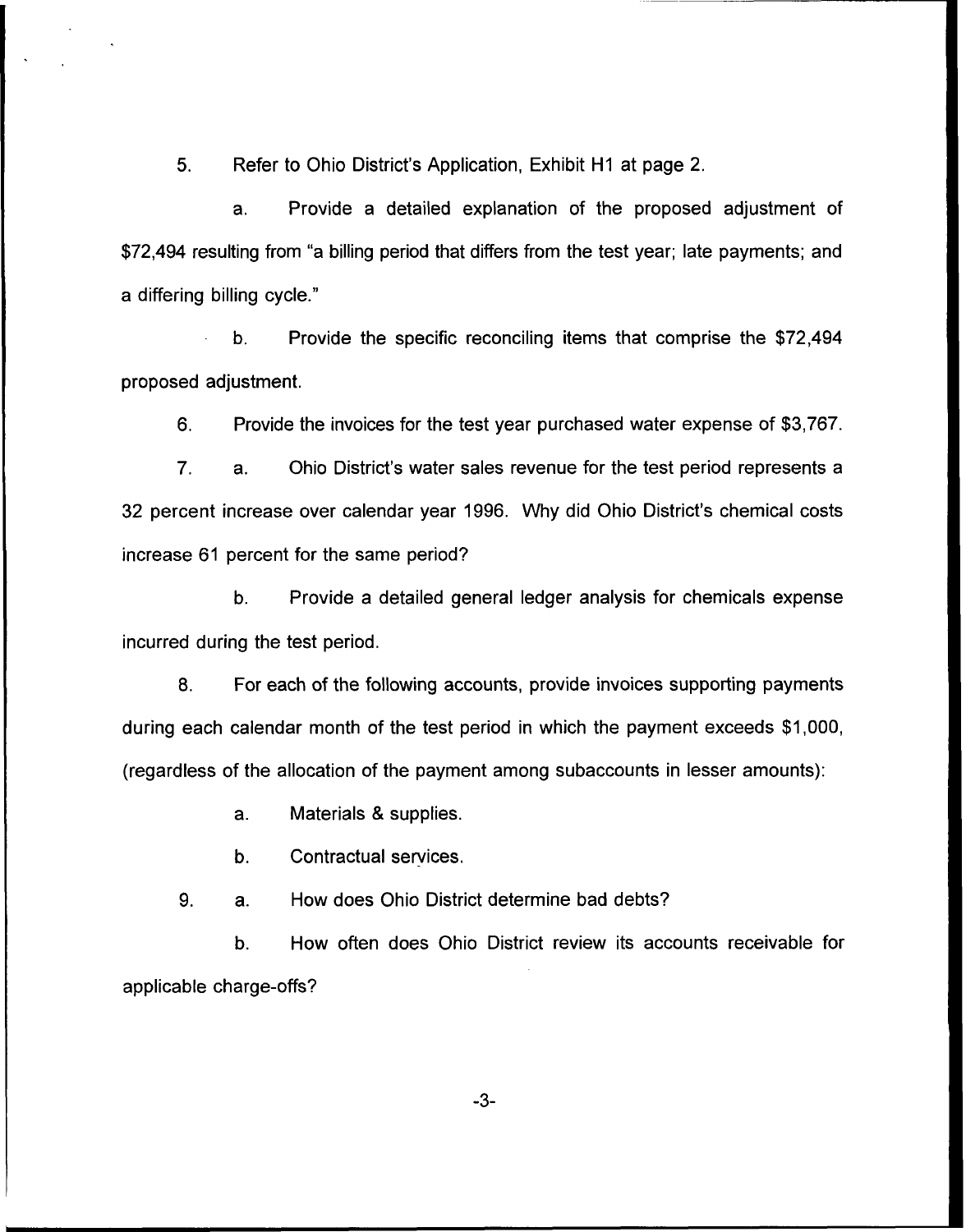5. Refer to Ohio District's Application, Exhibit H1 at page 2.

   a. Provide a detailed explanation of the proposed adjustment of $72,494 resulting from "a billing period that differs from the test year; late payments; and a differing billing cycle."

   b. Provide the specific reconciling items that comprise the $72,494 proposed adjustment.

6. Provide the invoices for the test year purchased water expense of $3,767.

7. a. Ohio District's water sales revenue for the test period represents a 32 percent increase over calendar year 1996. Why did Ohio District's chemical costs increase 61 percent for the same period?

   b. Provide a detailed general ledger analysis for chemicals expense incurred during the test period.

8. For each of the following accounts, provide invoices supporting payments during each calendar month of the test period in which the payment exceeds $1,000, (regardless of the allocation of the payment among subaccounts in lesser amounts):

   a. Materials & supplies.

   b. Contractual services.

9. a. How does Ohio District determine bad debts?

   b. How often does Ohio District review its accounts receivable for applicable charge-offs?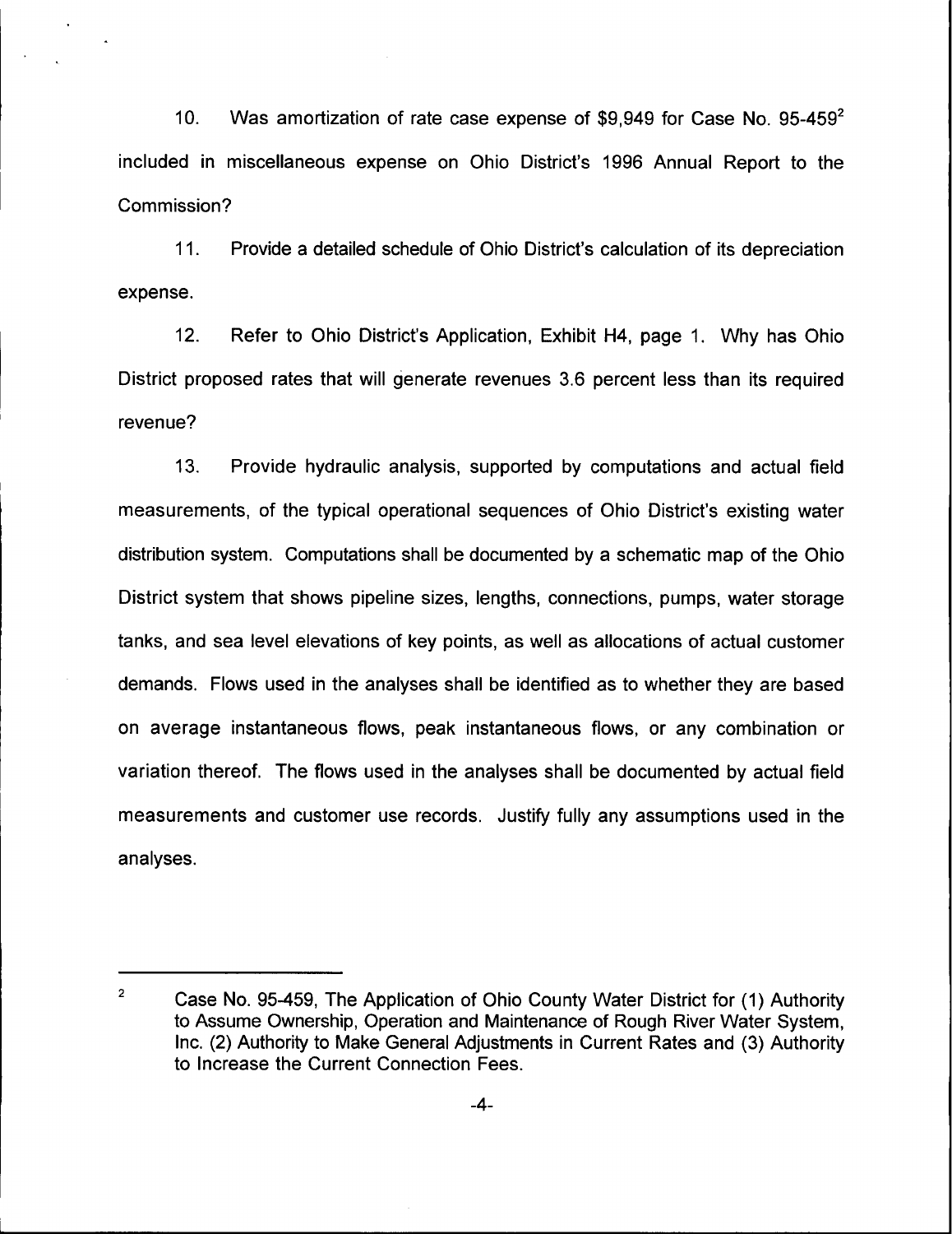10. Was amortization of rate case expense of $9,949 for Case No. 95-459[2] included in miscellaneous expense on Ohio District's 1996 Annual Report to the Commission?

11. Provide a detailed schedule of Ohio District's calculation of its depreciation expense.

12. Refer to Ohio District's Application, Exhibit H4, page 1. Why has Ohio District proposed rates that will generate revenues 3.6 percent less than its required revenue?

13. Provide hydraulic analysis, supported by computations and actual field measurements, of the typical operational sequences of Ohio District's existing water distribution system. Computations shall be documented by a schematic map of the Ohio District system that shows pipeline sizes, lengths, connections, pumps, water storage tanks, and sea level elevations of key points, as well as allocations of actual customer demands. Flows used in the analyses shall be identified as to whether they are based on average instantaneous flows, peak instantaneous flows, or any combination or variation thereof. The flows used in the analyses shall be documented by actual field measurements and customer use records. Justify fully any assumptions used in the analyses.

---

[2] Case No. 95-459, The Application of Ohio County Water District for (1) Authority to Assume Ownership, Operation and Maintenance of Rough River Water System, Inc. (2) Authority to Make General Adjustments in Current Rates and (3) Authority to Increase the Current Connection Fees.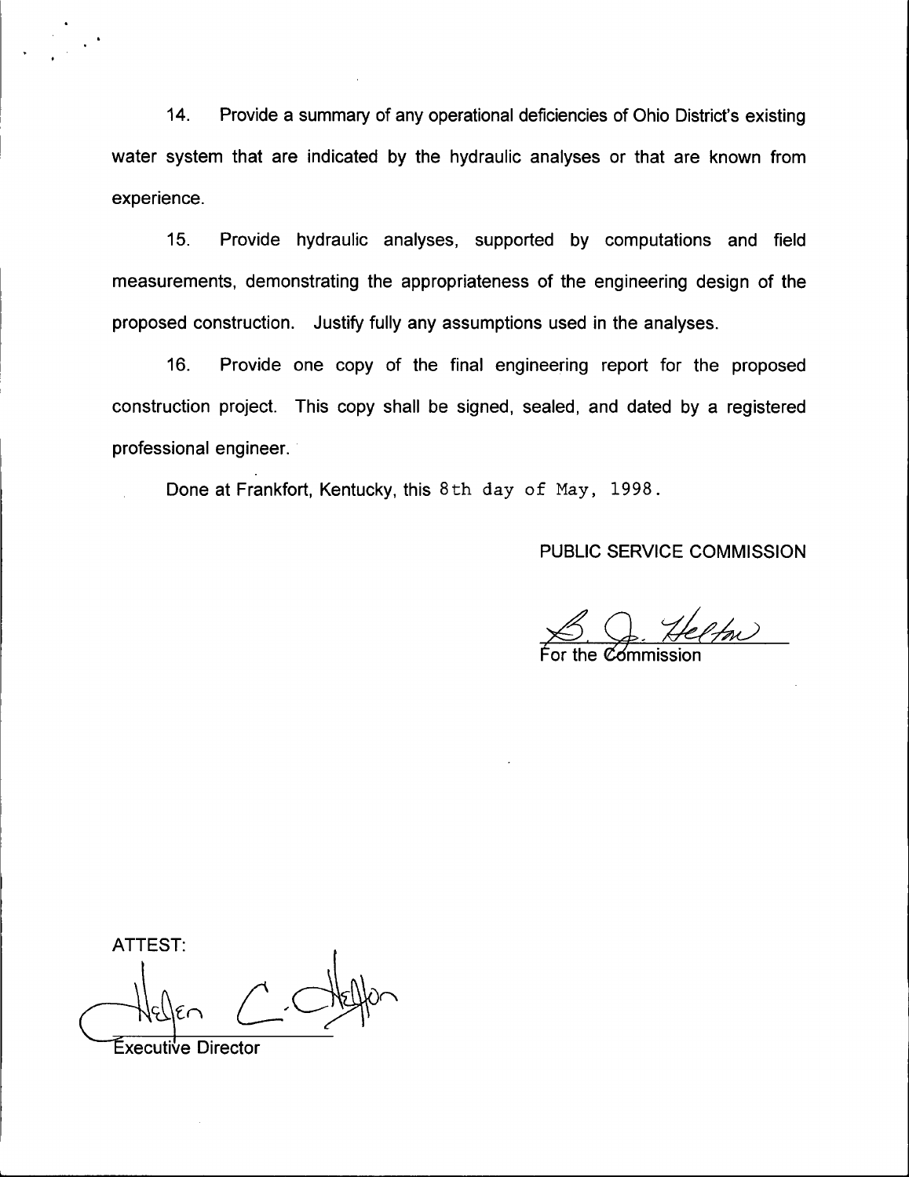14. Provide a summary of any operational deficiencies of Ohio District's existing water system that are indicated by the hydraulic analyses or that are known from experience.

15. Provide hydraulic analyses, supported by computations and field measurements, demonstrating the appropriateness of the engineering design of the proposed construction. Justify fully any assumptions used in the analyses.

16. Provide one copy of the final engineering report for the proposed construction project. This copy shall be signed, sealed, and dated by a registered professional engineer.

Done at Frankfort, Kentucky, this 8th day of May, 1998.

PUBLIC SERVICE COMMISSION

B. J. Helton

For the Commission

ATTEST:

Helen C. Helton

Executive Director